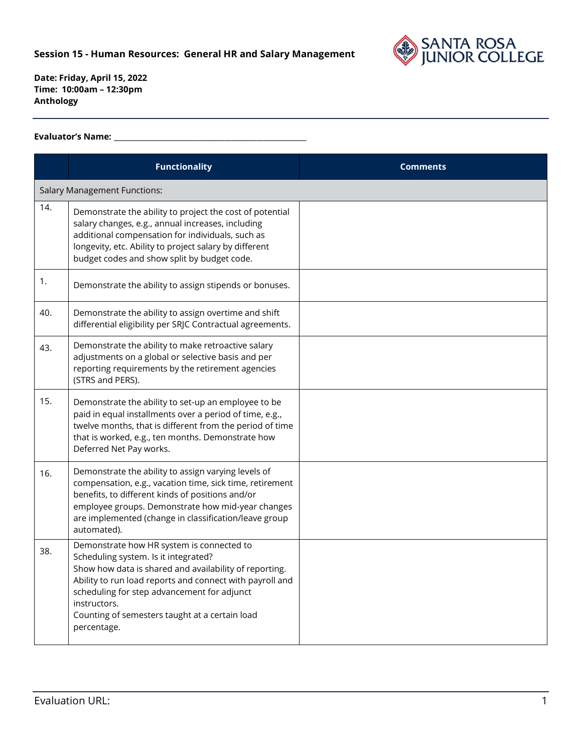**Session 15 - Human Resources: General HR and Salary Management**

**Date: Friday, April 15, 2022**
**Time: 10:00am – 12:30pm**
**Anthology**

**Evaluator's Name:** ______________________________________________

| | Functionality | Comments |
|---|---|---|
| Salary Management Functions: | | |
| 14. | Demonstrate the ability to project the cost of potential salary changes, e.g., annual increases, including additional compensation for individuals, such as longevity, etc. Ability to project salary by different budget codes and show split by budget code. | |
| 1. | Demonstrate the ability to assign stipends or bonuses. | |
| 40. | Demonstrate the ability to assign overtime and shift differential eligibility per SRJC Contractual agreements. | |
| 43. | Demonstrate the ability to make retroactive salary adjustments on a global or selective basis and per reporting requirements by the retirement agencies (STRS and PERS). | |
| 15. | Demonstrate the ability to set-up an employee to be paid in equal installments over a period of time, e.g., twelve months, that is different from the period of time that is worked, e.g., ten months. Demonstrate how Deferred Net Pay works. | |
| 16. | Demonstrate the ability to assign varying levels of compensation, e.g., vacation time, sick time, retirement benefits, to different kinds of positions and/or employee groups. Demonstrate how mid-year changes are implemented (change in classification/leave group automated). | |
| 38. | Demonstrate how HR system is connected to Scheduling system. Is it integrated? Show how data is shared and availability of reporting. Ability to run load reports and connect with payroll and scheduling for step advancement for adjunct instructors. Counting of semesters taught at a certain load percentage. | |

Evaluation URL: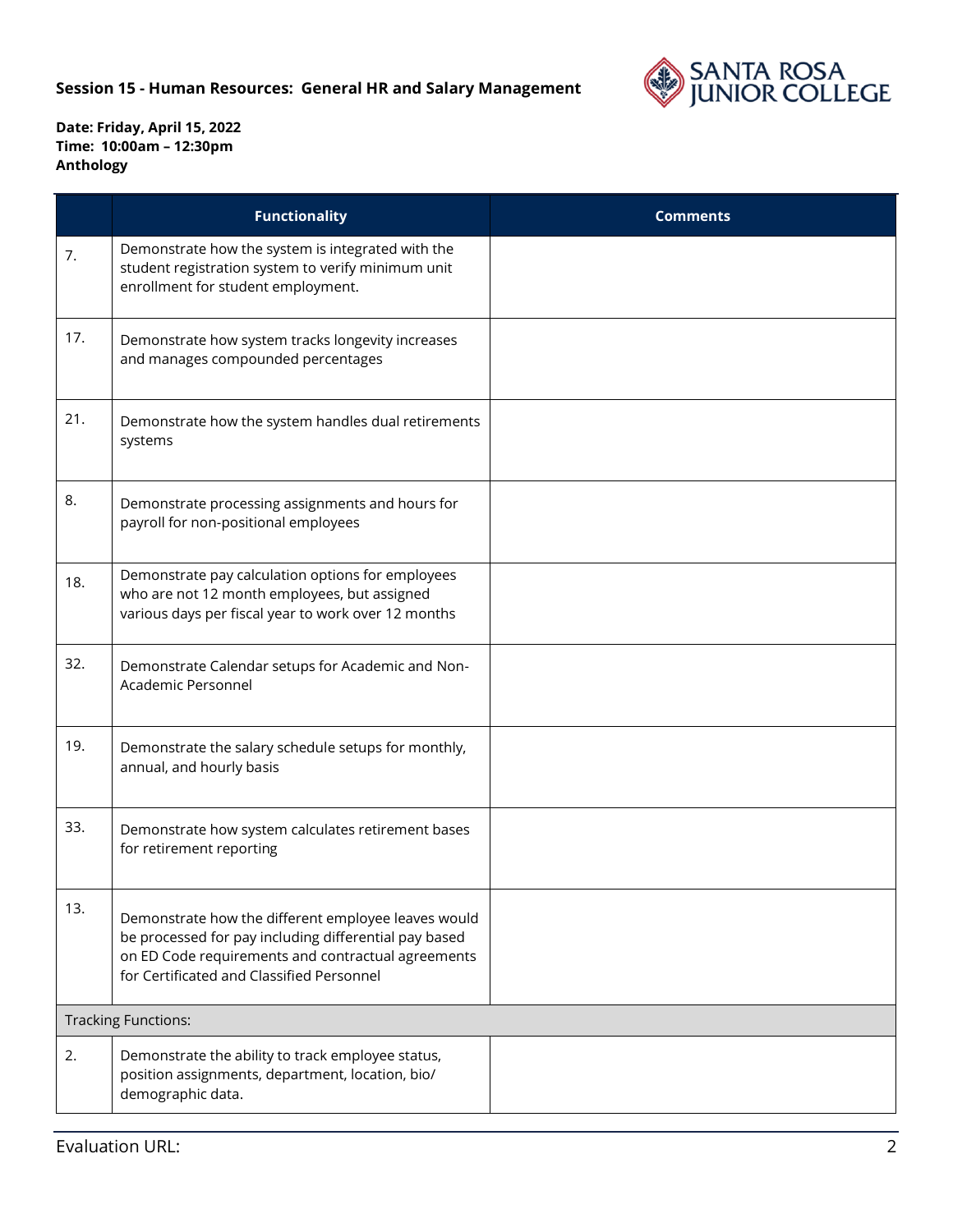**Session 15 - Human Resources: General HR and Salary Management**

**Date: Friday, April 15, 2022**
**Time: 10:00am – 12:30pm**
**Anthology**

| | Functionality | Comments |
|---|---|---|
| 7. | Demonstrate how the system is integrated with the student registration system to verify minimum unit enrollment for student employment. | |
| 17. | Demonstrate how system tracks longevity increases and manages compounded percentages | |
| 21. | Demonstrate how the system handles dual retirements systems | |
| 8. | Demonstrate processing assignments and hours for payroll for non-positional employees | |
| 18. | Demonstrate pay calculation options for employees who are not 12 month employees, but assigned various days per fiscal year to work over 12 months | |
| 32. | Demonstrate Calendar setups for Academic and Non-Academic Personnel | |
| 19. | Demonstrate the salary schedule setups for monthly, annual, and hourly basis | |
| 33. | Demonstrate how system calculates retirement bases for retirement reporting | |
| 13. | Demonstrate how the different employee leaves would be processed for pay including differential pay based on ED Code requirements and contractual agreements for Certificated and Classified Personnel | |
| Tracking Functions: | | |
| 2. | Demonstrate the ability to track employee status, position assignments, department, location, bio/ demographic data. | |

Evaluation URL: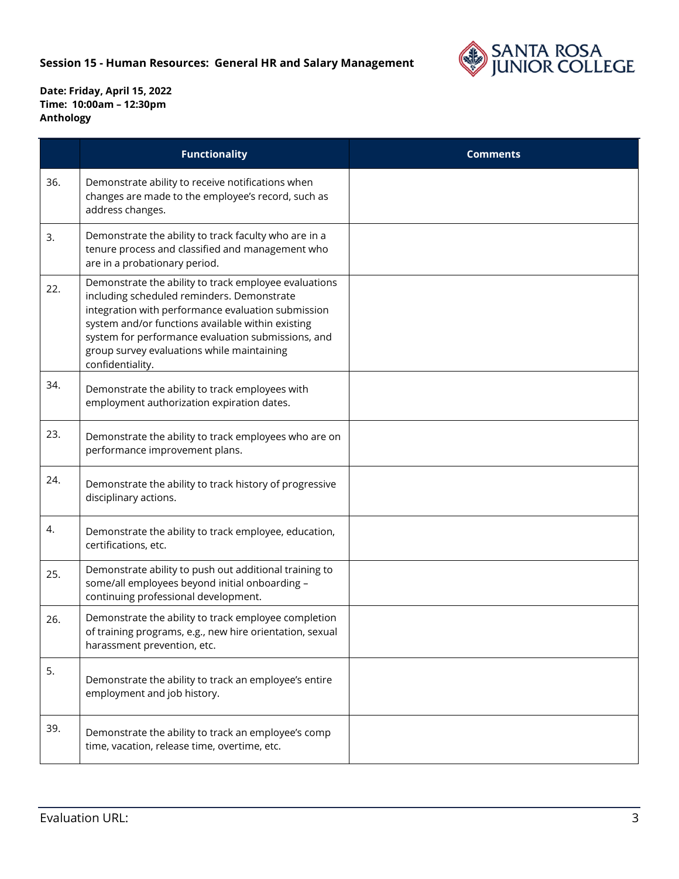**Session 15 - Human Resources: General HR and Salary Management**

**Date: Friday, April 15, 2022**
**Time: 10:00am – 12:30pm**
**Anthology**

| | Functionality | Comments |
|---|---|---|
| 36. | Demonstrate ability to receive notifications when changes are made to the employee's record, such as address changes. | |
| 3. | Demonstrate the ability to track faculty who are in a tenure process and classified and management who are in a probationary period. | |
| 22. | Demonstrate the ability to track employee evaluations including scheduled reminders. Demonstrate integration with performance evaluation submission system and/or functions available within existing system for performance evaluation submissions, and group survey evaluations while maintaining confidentiality. | |
| 34. | Demonstrate the ability to track employees with employment authorization expiration dates. | |
| 23. | Demonstrate the ability to track employees who are on performance improvement plans. | |
| 24. | Demonstrate the ability to track history of progressive disciplinary actions. | |
| 4. | Demonstrate the ability to track employee, education, certifications, etc. | |
| 25. | Demonstrate ability to push out additional training to some/all employees beyond initial onboarding – continuing professional development. | |
| 26. | Demonstrate the ability to track employee completion of training programs, e.g., new hire orientation, sexual harassment prevention, etc. | |
| 5. | Demonstrate the ability to track an employee's entire employment and job history. | |
| 39. | Demonstrate the ability to track an employee's comp time, vacation, release time, overtime, etc. | |

Evaluation URL: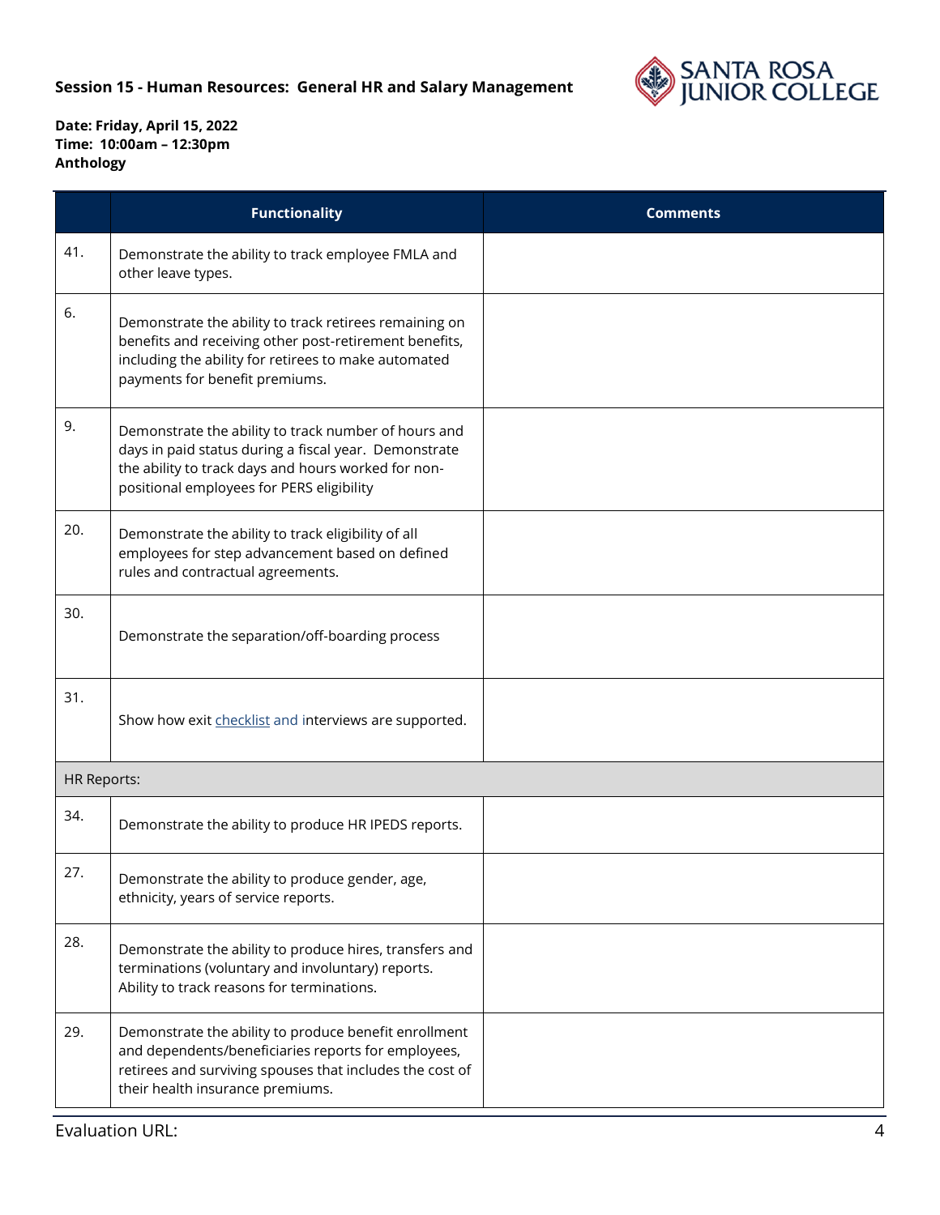**Session 15 - Human Resources: General HR and Salary Management**

**Date: Friday, April 15, 2022**
**Time: 10:00am – 12:30pm**
**Anthology**

| | Functionality | Comments |
|---|---|---|
| 41. | Demonstrate the ability to track employee FMLA and other leave types. | |
| 6. | Demonstrate the ability to track retirees remaining on benefits and receiving other post-retirement benefits, including the ability for retirees to make automated payments for benefit premiums. | |
| 9. | Demonstrate the ability to track number of hours and days in paid status during a fiscal year. Demonstrate the ability to track days and hours worked for non-positional employees for PERS eligibility | |
| 20. | Demonstrate the ability to track eligibility of all employees for step advancement based on defined rules and contractual agreements. | |
| 30. | Demonstrate the separation/off-boarding process | |
| 31. | Show how exit checklist and interviews are supported. | |
| HR Reports: | | |
| 34. | Demonstrate the ability to produce HR IPEDS reports. | |
| 27. | Demonstrate the ability to produce gender, age, ethnicity, years of service reports. | |
| 28. | Demonstrate the ability to produce hires, transfers and terminations (voluntary and involuntary) reports. Ability to track reasons for terminations. | |
| 29. | Demonstrate the ability to produce benefit enrollment and dependents/beneficiaries reports for employees, retirees and surviving spouses that includes the cost of their health insurance premiums. | |

Evaluation URL: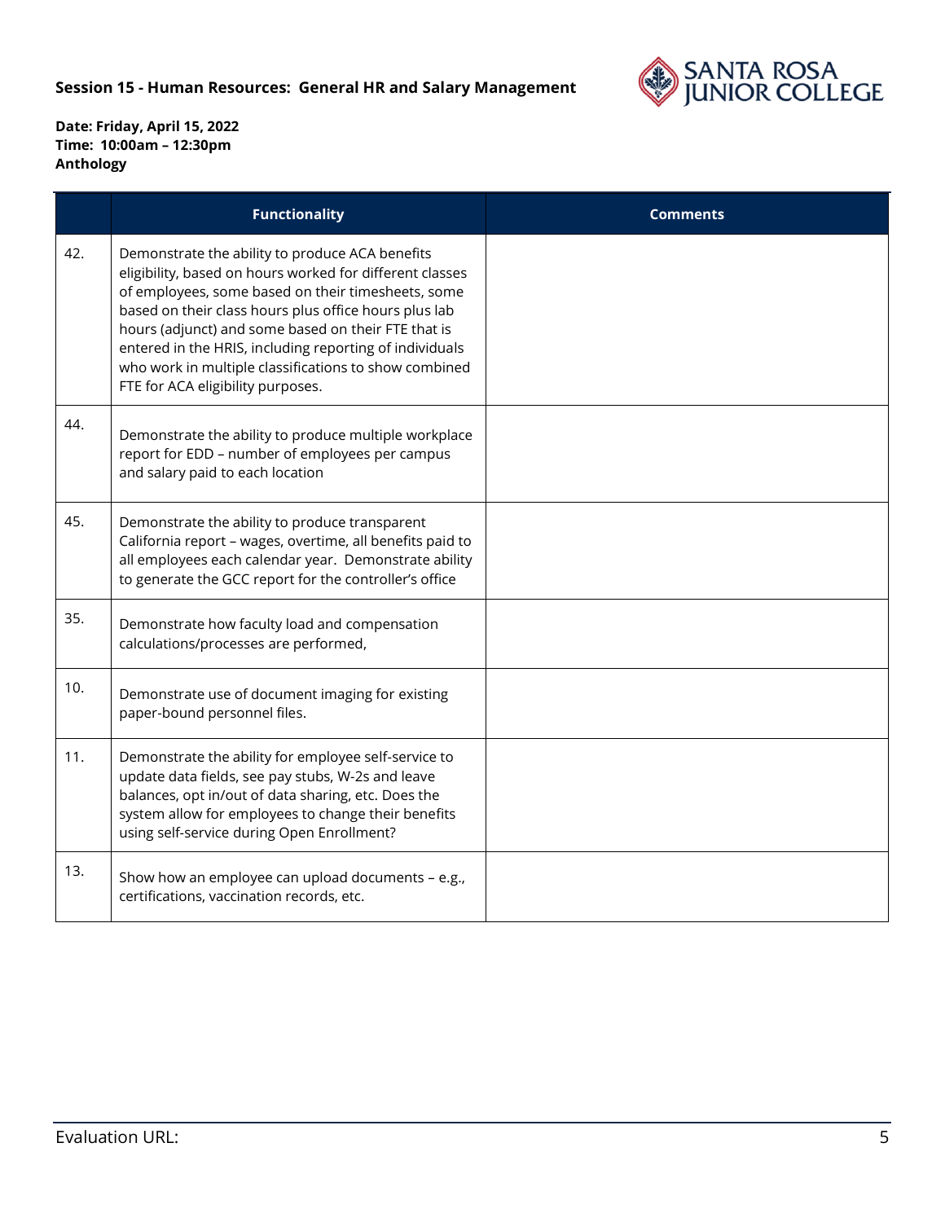**Session 15 - Human Resources: General HR and Salary Management**

**Date: Friday, April 15, 2022**
**Time: 10:00am – 12:30pm**
**Anthology**

| | Functionality | Comments |
|---|---|---|
| 42. | Demonstrate the ability to produce ACA benefits eligibility, based on hours worked for different classes of employees, some based on their timesheets, some based on their class hours plus office hours plus lab hours (adjunct) and some based on their FTE that is entered in the HRIS, including reporting of individuals who work in multiple classifications to show combined FTE for ACA eligibility purposes. | |
| 44. | Demonstrate the ability to produce multiple workplace report for EDD – number of employees per campus and salary paid to each location | |
| 45. | Demonstrate the ability to produce transparent California report – wages, overtime, all benefits paid to all employees each calendar year. Demonstrate ability to generate the GCC report for the controller's office | |
| 35. | Demonstrate how faculty load and compensation calculations/processes are performed, | |
| 10. | Demonstrate use of document imaging for existing paper-bound personnel files. | |
| 11. | Demonstrate the ability for employee self-service to update data fields, see pay stubs, W-2s and leave balances, opt in/out of data sharing, etc. Does the system allow for employees to change their benefits using self-service during Open Enrollment? | |
| 13. | Show how an employee can upload documents – e.g., certifications, vaccination records, etc. | |

Evaluation URL: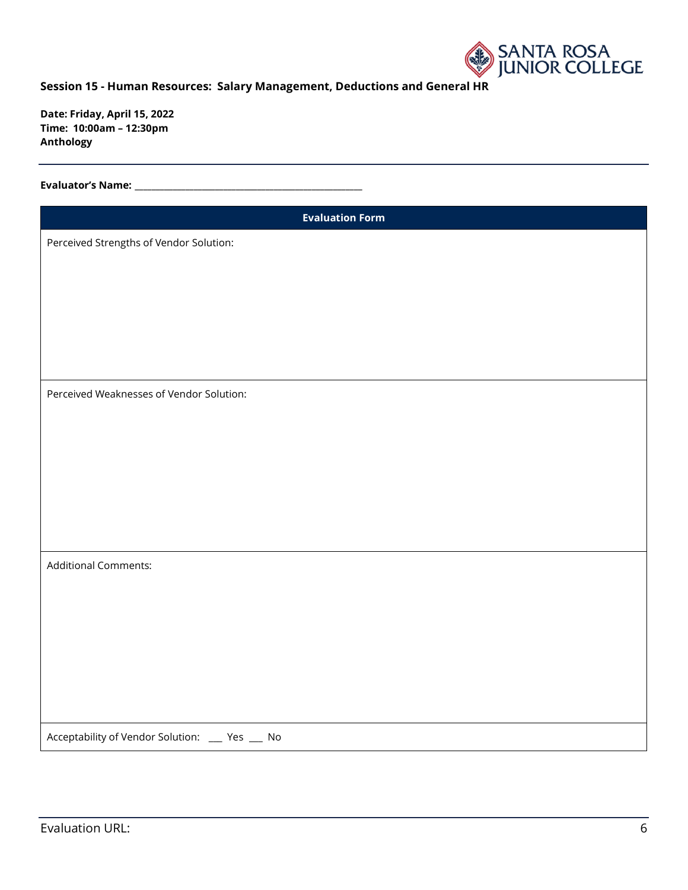**Session 15 - Human Resources: Salary Management, Deductions and General HR**

**Date: Friday, April 15, 2022**
**Time: 10:00am – 12:30pm**
**Anthology**

---

**Evaluator's Name:** ________________________________________________

| Evaluation Form |
| --- |
| Perceived Strengths of Vendor Solution: |
| Perceived Weaknesses of Vendor Solution: |
| Additional Comments: |
| Acceptability of Vendor Solution: ___ Yes ___ No |

Evaluation URL: